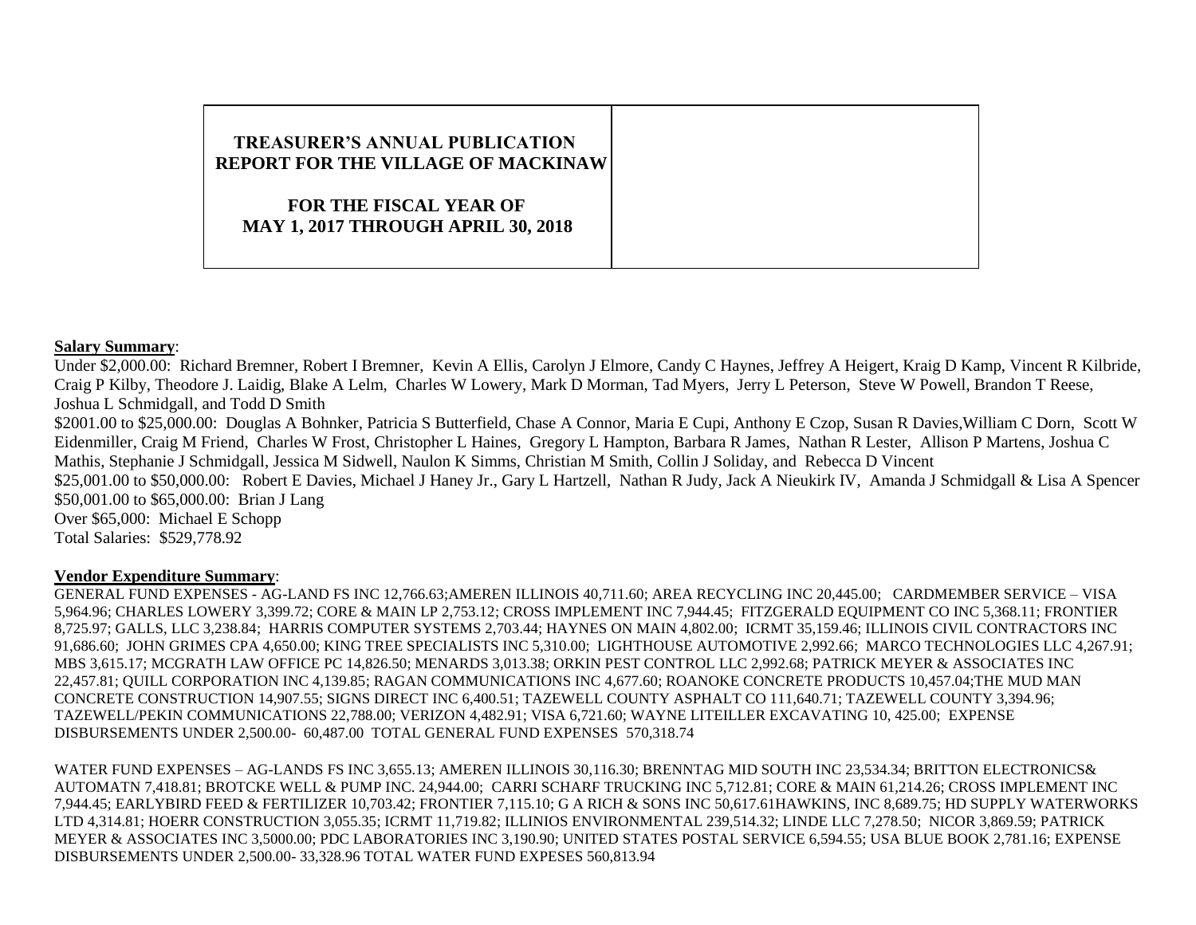| TREASURER'S ANNUAL PUBLICATION REPORT FOR THE VILLAGE OF MACKINAW<br><br>FOR THE FISCAL YEAR OF MAY 1, 2017 THROUGH APRIL 30, 2018 | |
|---|---|

**Salary Summary**:

Under $2,000.00: Richard Bremner, Robert I Bremner, Kevin A Ellis, Carolyn J Elmore, Candy C Haynes, Jeffrey A Heigert, Kraig D Kamp, Vincent R Kilbride, Craig P Kilby, Theodore J. Laidig, Blake A Lelm, Charles W Lowery, Mark D Morman, Tad Myers, Jerry L Peterson, Steve W Powell, Brandon T Reese, Joshua L Schmidgall, and Todd D Smith

$2001.00 to $25,000.00: Douglas A Bohnker, Patricia S Butterfield, Chase A Connor, Maria E Cupi, Anthony E Czop, Susan R Davies,William C Dorn, Scott W Eidenmiller, Craig M Friend, Charles W Frost, Christopher L Haines, Gregory L Hampton, Barbara R James, Nathan R Lester, Allison P Martens, Joshua C Mathis, Stephanie J Schmidgall, Jessica M Sidwell, Naulon K Simms, Christian M Smith, Collin J Soliday, and Rebecca D Vincent

$25,001.00 to $50,000.00: Robert E Davies, Michael J Haney Jr., Gary L Hartzell, Nathan R Judy, Jack A Nieukirk IV, Amanda J Schmidgall & Lisa A Spencer

$50,001.00 to $65,000.00: Brian J Lang

Over $65,000: Michael E Schopp

Total Salaries: $529,778.92

**Vendor Expenditure Summary**:

GENERAL FUND EXPENSES - AG-LAND FS INC 12,766.63;AMEREN ILLINOIS 40,711.60; AREA RECYCLING INC 20,445.00; CARDMEMBER SERVICE – VISA 5,964.96; CHARLES LOWERY 3,399.72; CORE & MAIN LP 2,753.12; CROSS IMPLEMENT INC 7,944.45; FITZGERALD EQUIPMENT CO INC 5,368.11; FRONTIER 8,725.97; GALLS, LLC 3,238.84; HARRIS COMPUTER SYSTEMS 2,703.44; HAYNES ON MAIN 4,802.00; ICRMT 35,159.46; ILLINOIS CIVIL CONTRACTORS INC 91,686.60; JOHN GRIMES CPA 4,650.00; KING TREE SPECIALISTS INC 5,310.00; LIGHTHOUSE AUTOMOTIVE 2,992.66; MARCO TECHNOLOGIES LLC 4,267.91; MBS 3,615.17; MCGRATH LAW OFFICE PC 14,826.50; MENARDS 3,013.38; ORKIN PEST CONTROL LLC 2,992.68; PATRICK MEYER & ASSOCIATES INC 22,457.81; QUILL CORPORATION INC 4,139.85; RAGAN COMMUNICATIONS INC 4,677.60; ROANOKE CONCRETE PRODUCTS 10,457.04;THE MUD MAN CONCRETE CONSTRUCTION 14,907.55; SIGNS DIRECT INC 6,400.51; TAZEWELL COUNTY ASPHALT CO 111,640.71; TAZEWELL COUNTY 3,394.96; TAZEWELL/PEKIN COMMUNICATIONS 22,788.00; VERIZON 4,482.91; VISA 6,721.60; WAYNE LITEILLER EXCAVATING 10, 425.00; EXPENSE DISBURSEMENTS UNDER 2,500.00- 60,487.00 TOTAL GENERAL FUND EXPENSES 570,318.74

WATER FUND EXPENSES – AG-LANDS FS INC 3,655.13; AMEREN ILLINOIS 30,116.30; BRENNTAG MID SOUTH INC 23,534.34; BRITTON ELECTRONICS& AUTOMATN 7,418.81; BROTCKE WELL & PUMP INC. 24,944.00; CARRI SCHARF TRUCKING INC 5,712.81; CORE & MAIN 61,214.26; CROSS IMPLEMENT INC 7,944.45; EARLYBIRD FEED & FERTILIZER 10,703.42; FRONTIER 7,115.10; G A RICH & SONS INC 50,617.61HAWKINS, INC 8,689.75; HD SUPPLY WATERWORKS LTD 4,314.81; HOERR CONSTRUCTION 3,055.35; ICRMT 11,719.82; ILLINIOS ENVIRONMENTAL 239,514.32; LINDE LLC 7,278.50; NICOR 3,869.59; PATRICK MEYER & ASSOCIATES INC 3,5000.00; PDC LABORATORIES INC 3,190.90; UNITED STATES POSTAL SERVICE 6,594.55; USA BLUE BOOK 2,781.16; EXPENSE DISBURSEMENTS UNDER 2,500.00- 33,328.96 TOTAL WATER FUND EXPESES 560,813.94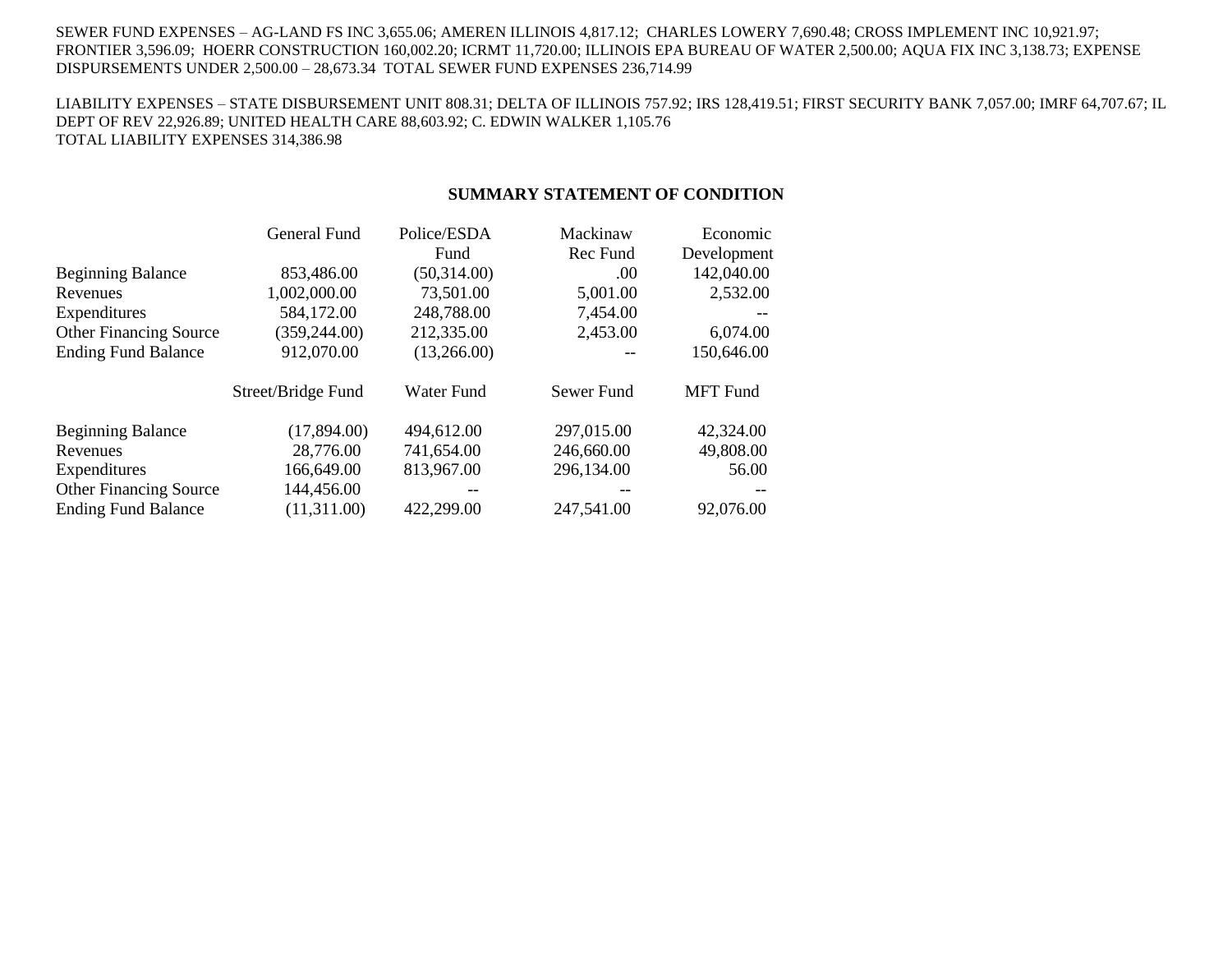SEWER FUND EXPENSES – AG-LAND FS INC 3,655.06; AMEREN ILLINOIS 4,817.12; CHARLES LOWERY 7,690.48; CROSS IMPLEMENT INC 10,921.97; FRONTIER 3,596.09; HOERR CONSTRUCTION 160,002.20; ICRMT 11,720.00; ILLINOIS EPA BUREAU OF WATER 2,500.00; AQUA FIX INC 3,138.73; EXPENSE DISPURSEMENTS UNDER 2,500.00 – 28,673.34 TOTAL SEWER FUND EXPENSES 236,714.99

LIABILITY EXPENSES – STATE DISBURSEMENT UNIT 808.31; DELTA OF ILLINOIS 757.92; IRS 128,419.51; FIRST SECURITY BANK 7,057.00; IMRF 64,707.67; IL DEPT OF REV 22,926.89; UNITED HEALTH CARE 88,603.92; C. EDWIN WALKER 1,105.76
TOTAL LIABILITY EXPENSES 314,386.98

## SUMMARY STATEMENT OF CONDITION

| | General Fund | Police/ESDA Fund | Mackinaw Rec Fund | Economic Development |
|---|---|---|---|---|
| Beginning Balance | 853,486.00 | (50,314.00) | .00 | 142,040.00 |
| Revenues | 1,002,000.00 | 73,501.00 | 5,001.00 | 2,532.00 |
| Expenditures | 584,172.00 | 248,788.00 | 7,454.00 | -- |
| Other Financing Source | (359,244.00) | 212,335.00 | 2,453.00 | 6,074.00 |
| Ending Fund Balance | 912,070.00 | (13,266.00) | -- | 150,646.00 |

| | Street/Bridge Fund | Water Fund | Sewer Fund | MFT Fund |
|---|---|---|---|---|
| Beginning Balance | (17,894.00) | 494,612.00 | 297,015.00 | 42,324.00 |
| Revenues | 28,776.00 | 741,654.00 | 246,660.00 | 49,808.00 |
| Expenditures | 166,649.00 | 813,967.00 | 296,134.00 | 56.00 |
| Other Financing Source | 144,456.00 | -- | -- | -- |
| Ending Fund Balance | (11,311.00) | 422,299.00 | 247,541.00 | 92,076.00 |